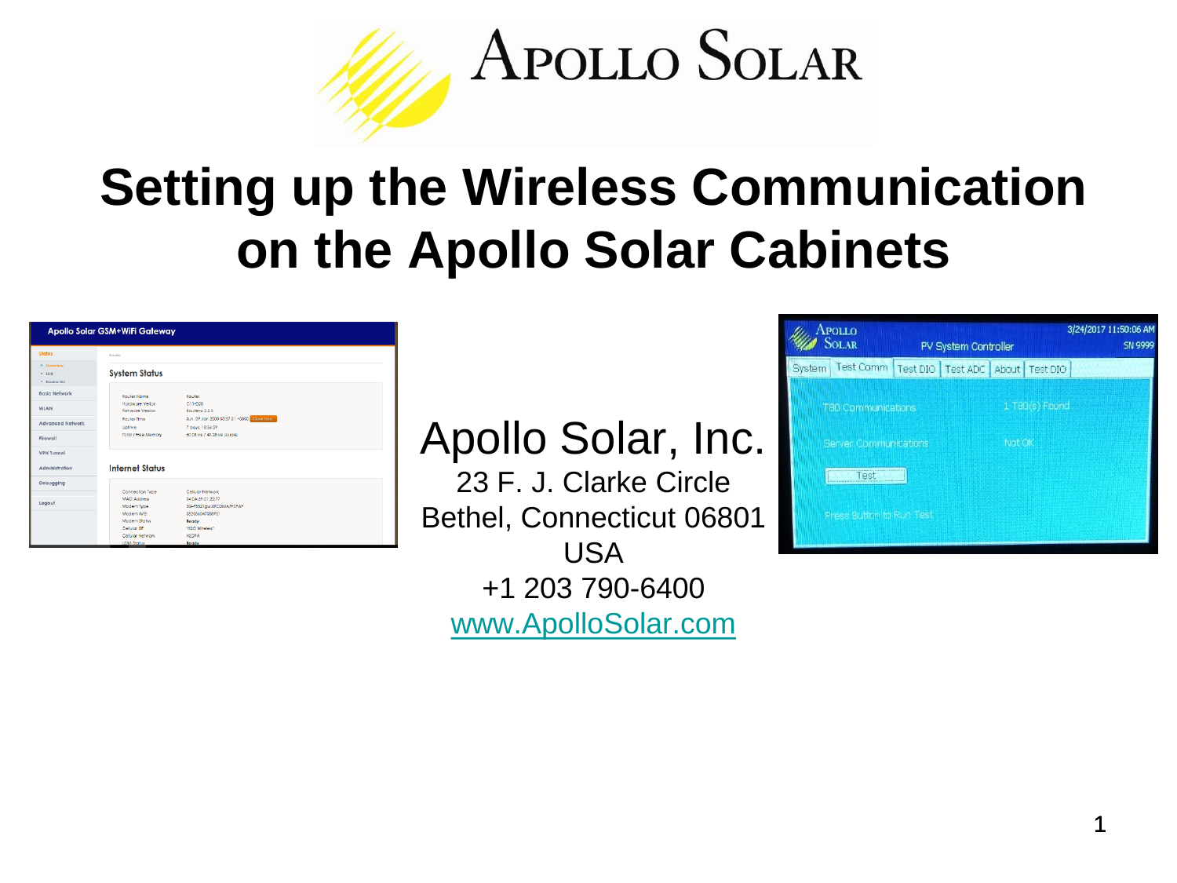# Setting up the Wireless Communication on the Apollo Solar Cabinets

Apollo Solar, Inc.

23 F. J. Clarke Circle

Bethel, Connecticut 06801

USA

+1 203 790-6400

www.ApolloSolar.com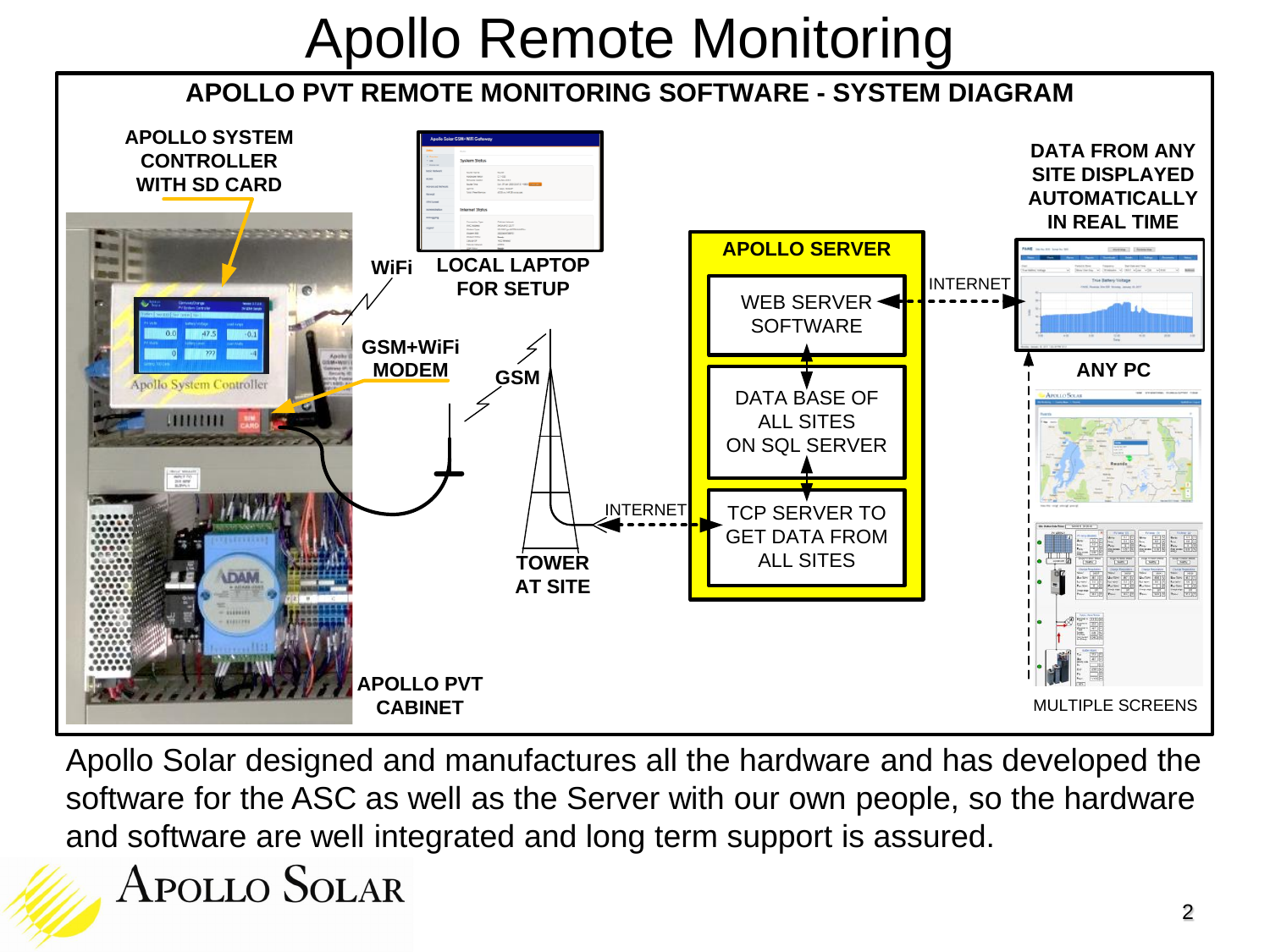# Apollo Remote Monitoring

## APOLLO PVT REMOTE MONITORING SOFTWARE - SYSTEM DIAGRAM

APOLLO SYSTEM CONTROLLER WITH SD CARD

WiFi

LOCAL LAPTOP FOR SETUP

GSM+WiFi MODEM

GSM

TOWER AT SITE

INTERNET

APOLLO SERVER

WEB SERVER SOFTWARE

DATA BASE OF ALL SITES ON SQL SERVER

TCP SERVER TO GET DATA FROM ALL SITES

INTERNET

DATA FROM ANY SITE DISPLAYED AUTOMATICALLY IN REAL TIME

ANY PC

MULTIPLE SCREENS

APOLLO PVT CABINET

Apollo Solar designed and manufactures all the hardware and has developed the software for the ASC as well as the Server with our own people, so the hardware and software are well integrated and long term support is assured.

APOLLO SOLAR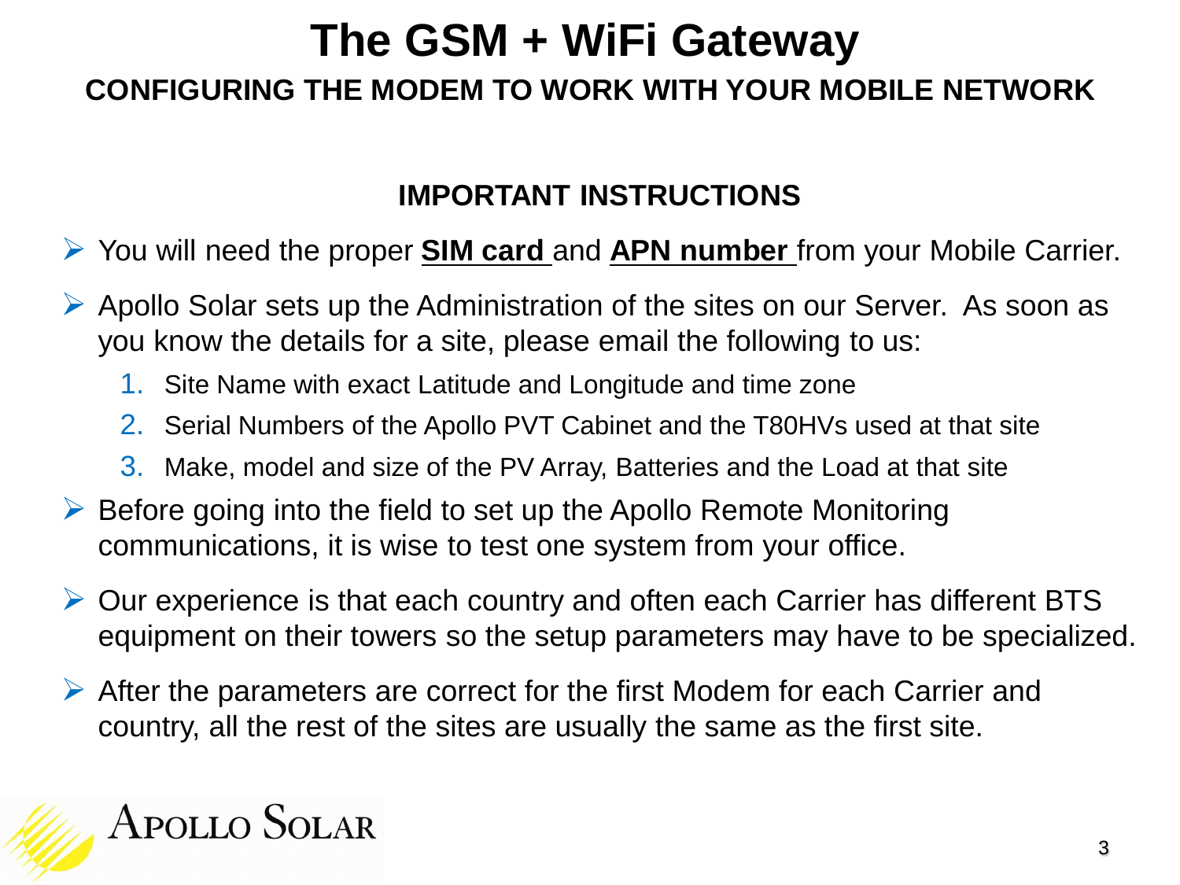# The GSM + WiFi Gateway

## CONFIGURING THE MODEM TO WORK WITH YOUR MOBILE NETWORK

### IMPORTANT INSTRUCTIONS

- You will need the proper **SIM card** and **APN number** from your Mobile Carrier.
- Apollo Solar sets up the Administration of the sites on our Server. As soon as you know the details for a site, please email the following to us:
  1. Site Name with exact Latitude and Longitude and time zone
  2. Serial Numbers of the Apollo PVT Cabinet and the T80HVs used at that site
  3. Make, model and size of the PV Array, Batteries and the Load at that site
- Before going into the field to set up the Apollo Remote Monitoring communications, it is wise to test one system from your office.
- Our experience is that each country and often each Carrier has different BTS equipment on their towers so the setup parameters may have to be specialized.
- After the parameters are correct for the first Modem for each Carrier and country, all the rest of the sites are usually the same as the first site.

Apollo Solar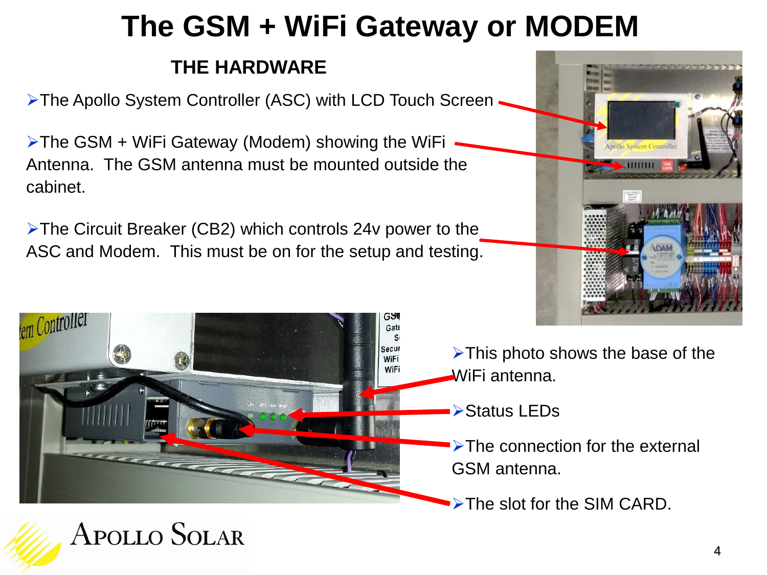# The GSM + WiFi Gateway or MODEM

## THE HARDWARE

- The Apollo System Controller (ASC) with LCD Touch Screen
- The GSM + WiFi Gateway (Modem) showing the WiFi Antenna. The GSM antenna must be mounted outside the cabinet.
- The Circuit Breaker (CB2) which controls 24v power to the ASC and Modem. This must be on for the setup and testing.

- This photo shows the base of the WiFi antenna.
- Status LEDs
- The connection for the external GSM antenna.
- The slot for the SIM CARD.

APOLLO SOLAR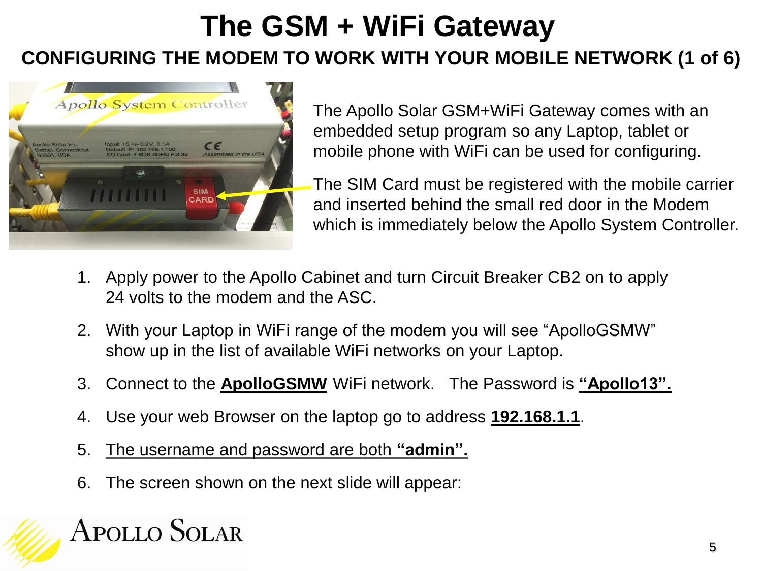# The GSM + WiFi Gateway

## CONFIGURING THE MODEM TO WORK WITH YOUR MOBILE NETWORK (1 of 6)

The Apollo Solar GSM+WiFi Gateway comes with an embedded setup program so any Laptop, tablet or mobile phone with WiFi can be used for configuring.

The SIM Card must be registered with the mobile carrier and inserted behind the small red door in the Modem which is immediately below the Apollo System Controller.

1. Apply power to the Apollo Cabinet and turn Circuit Breaker CB2 on to apply 24 volts to the modem and the ASC.
2. With your Laptop in WiFi range of the modem you will see “ApolloGSMW” show up in the list of available WiFi networks on your Laptop.
3. Connect to the **ApolloGSMW** WiFi network. The Password is **“Apollo13”.**
4. Use your web Browser on the laptop go to address **192.168.1.1**.
5. The username and password are both **“admin”.**
6. The screen shown on the next slide will appear: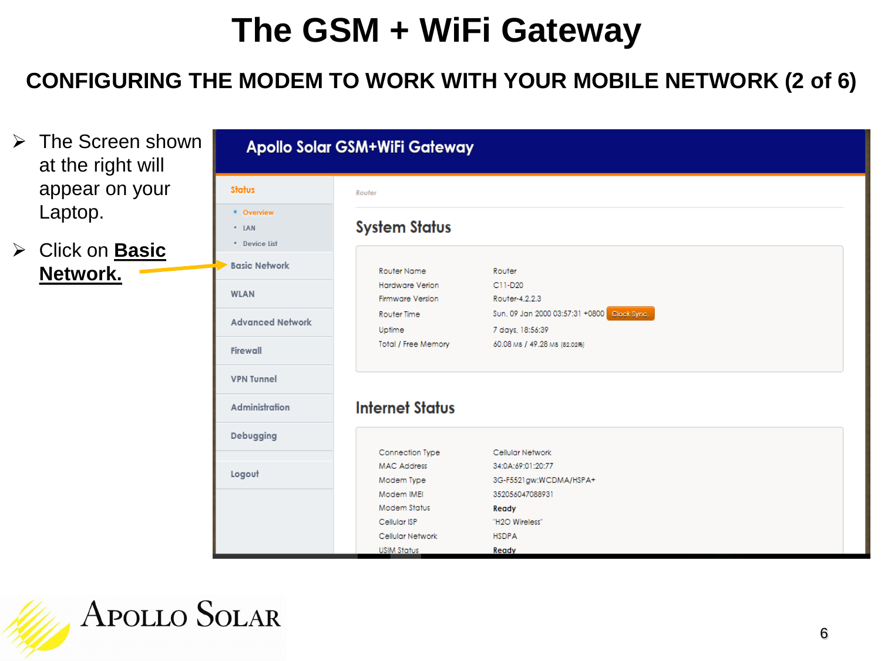# The GSM + WiFi Gateway

## CONFIGURING THE MODEM TO WORK WITH YOUR MOBILE NETWORK (2 of 6)

- The Screen shown at the right will appear on your Laptop.
- Click on **Basic Network.**

**Apollo Solar GSM+WiFi Gateway**

- Status
  - Overview
  - LAN
  - Device List
- Basic Network
- WLAN
- Advanced Network
- Firewall
- VPN Tunnel
- Administration
- Debugging
- Logout

Router

### System Status

| | |
|---|---|
| Router Name | Router |
| Hardware Verion | C11-D20 |
| Firmware Version | Router-4.2.2.3 |
| Router Time | Sun, 09 Jan 2000 03:57:31 +0800 Clock Sync. |
| Uptime | 7 days, 18:56:39 |
| Total / Free Memory | 60.08 MB / 49.28 MB (82.02%) |

### Internet Status

| | |
|---|---|
| Connection Type | Cellular Network |
| MAC Address | 34:0A:69:01:20:77 |
| Modem Type | 3G-F5521gw:WCDMA/HSPA+ |
| Modem IMEI | 352056047088931 |
| Modem Status | **Ready** |
| Cellular ISP | "H2O Wireless" |
| Cellular Network | HSDPA |
| USIM Status | **Ready** |

APOLLO SOLAR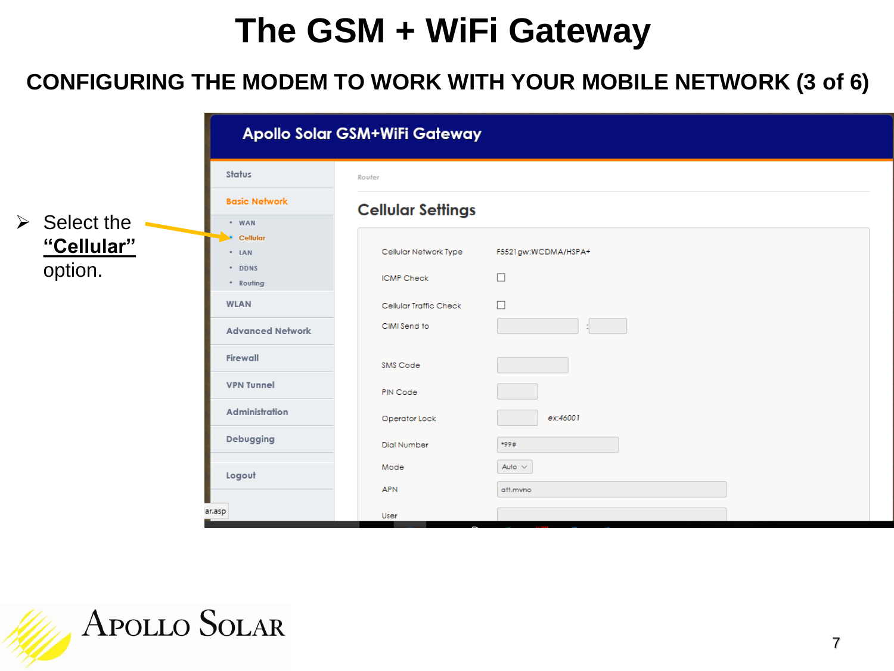# The GSM + WiFi Gateway

## CONFIGURING THE MODEM TO WORK WITH YOUR MOBILE NETWORK (3 of 6)

- Select the **"Cellular"** option.

Apollo Solar GSM+WiFi Gateway

- Status
- Basic Network
  - WAN
  - Cellular
  - LAN
  - DDNS
  - Routing
- WLAN
- Advanced Network
- Firewall
- VPN Tunnel
- Administration
- Debugging
- Logout

Router

### Cellular Settings

| | |
|---|---|
| Cellular Network Type | F5521gw:WCDMA/HSPA+ |
| ICMP Check | ☐ |
| Cellular Traffic Check | ☐ |
| CIMI Send to | : |
| SMS Code | |
| PIN Code | |
| Operator Lock | ex:46001 |
| Dial Number | *99# |
| Mode | Auto |
| APN | att.mvno |
| User | |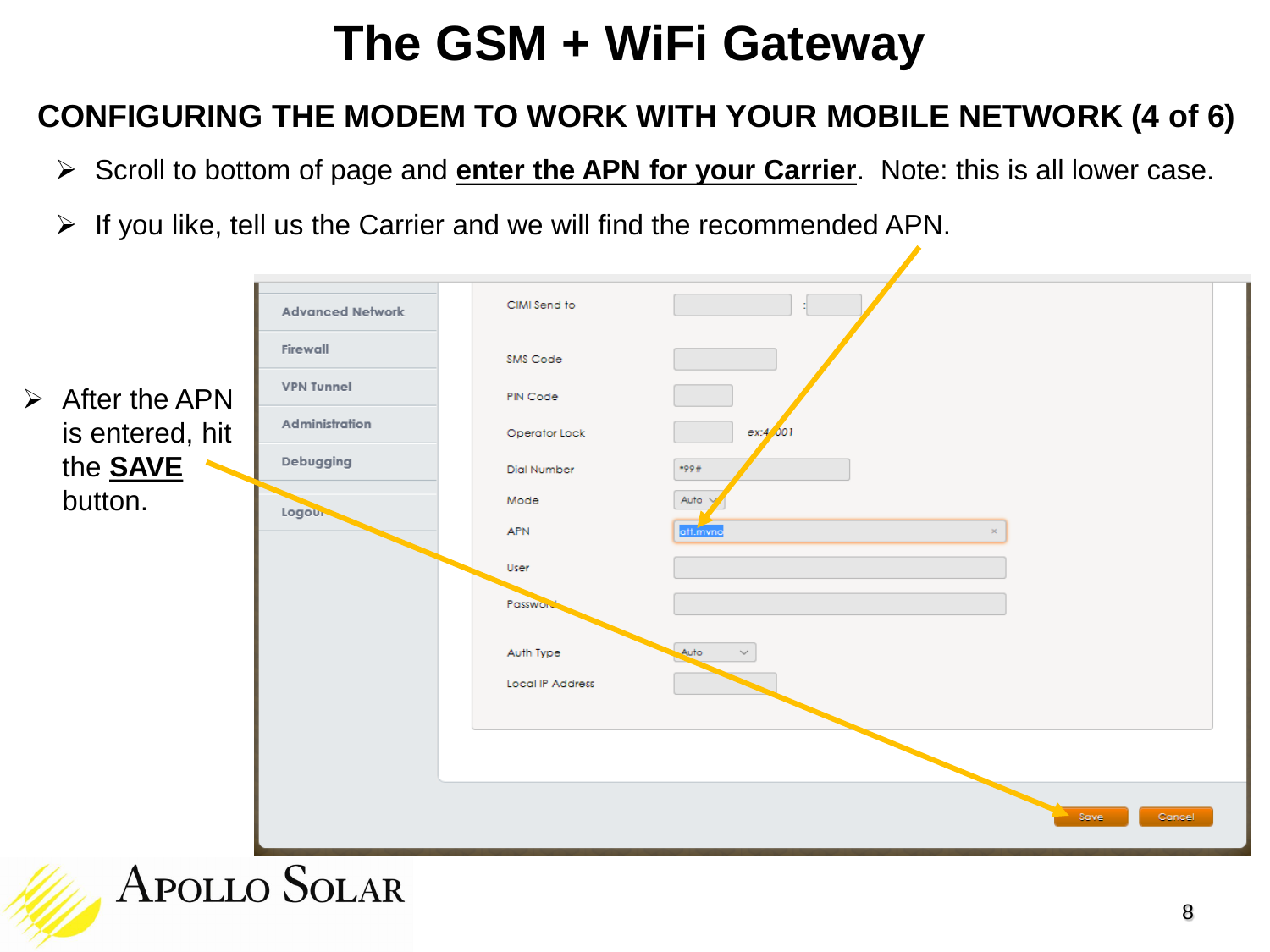# The GSM + WiFi Gateway

## CONFIGURING THE MODEM TO WORK WITH YOUR MOBILE NETWORK (4 of 6)

- Scroll to bottom of page and **enter the APN for your Carrier**. Note: this is all lower case.
- If you like, tell us the Carrier and we will find the recommended APN.

- After the APN is entered, hit the **SAVE** button.

Advanced Network
Firewall
VPN Tunnel
Administration
Debugging
Logout

| | |
|---|---|
| CIMI Send to | : |
| SMS Code | |
| PIN Code | |
| Operator Lock | ex:46001 |
| Dial Number | *99# |
| Mode | Auto |
| APN | att.mvno |
| User | |
| Password | |
| Auth Type | Auto |
| Local IP Address | |

Save Cancel

APOLLO SOLAR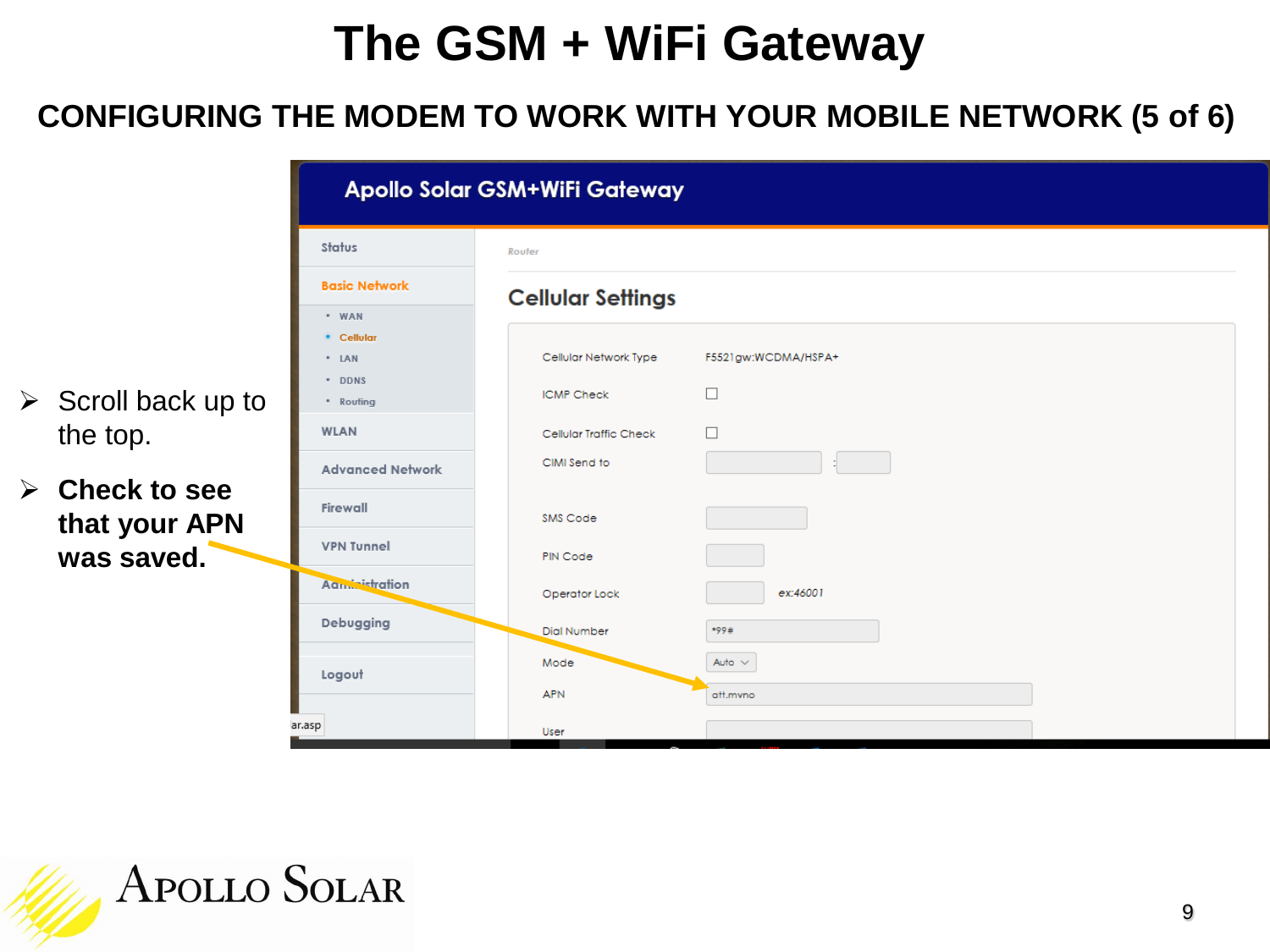# The GSM + WiFi Gateway

## CONFIGURING THE MODEM TO WORK WITH YOUR MOBILE NETWORK (5 of 6)

- Scroll back up to the top.
- **Check to see that your APN was saved.**

Apollo Solar GSM+WiFi Gateway

Status
Basic Network
- WAN
- Cellular
- LAN
- DDNS
- Routing

WLAN
Advanced Network
Firewall
VPN Tunnel
Administration
Debugging
Logout

Router

### Cellular Settings

| | |
|---|---|
| Cellular Network Type | F5521gw:WCDMA/HSPA+ |
| ICMP Check | ☐ |
| Cellular Traffic Check | ☐ |
| CIMI Send to | : |
| SMS Code | |
| PIN Code | |
| Operator Lock | ex:46001 |
| Dial Number | *99# |
| Mode | Auto |
| APN | att.mvno |
| User | |

APOLLO SOLAR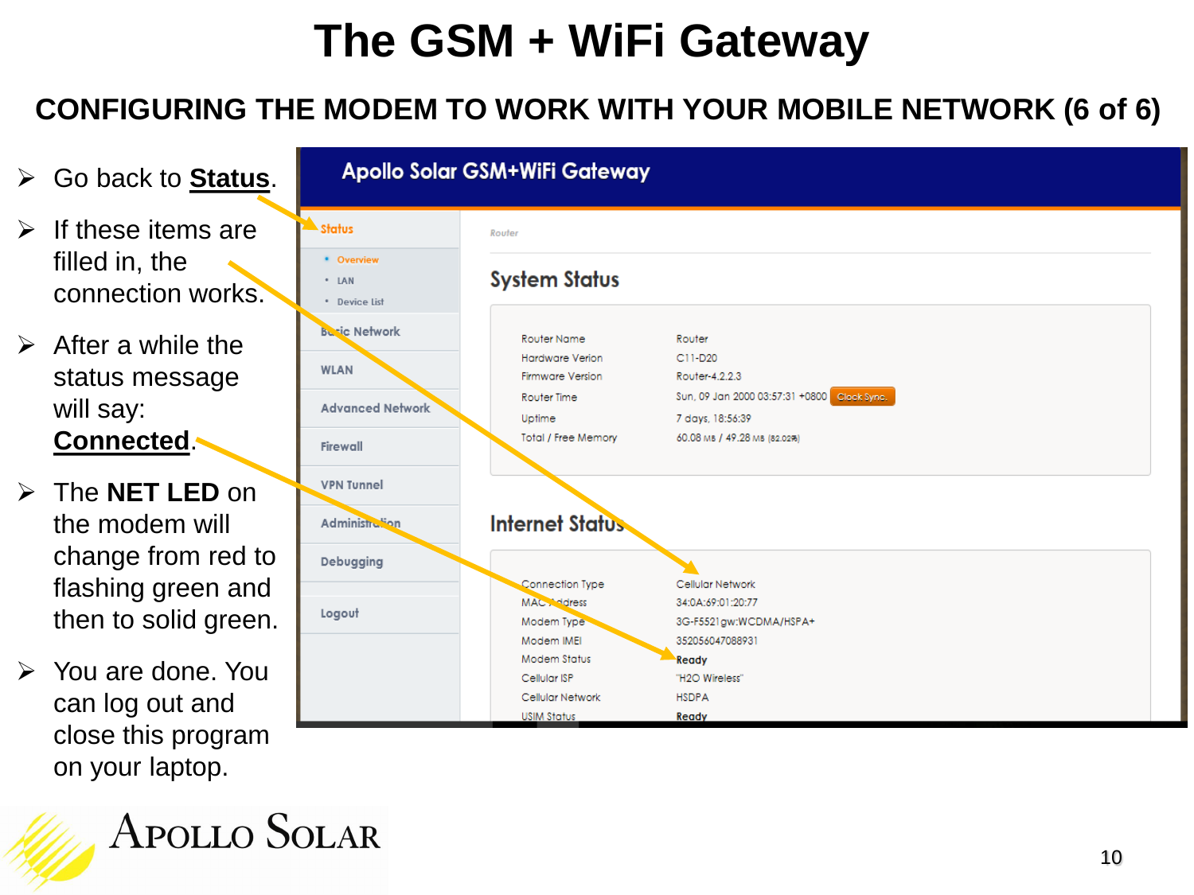# The GSM + WiFi Gateway

## CONFIGURING THE MODEM TO WORK WITH YOUR MOBILE NETWORK (6 of 6)

- Go back to **Status**.
- If these items are filled in, the connection works.
- After a while the status message will say: **Connected**.
- The **NET LED** on the modem will change from red to flashing green and then to solid green.
- You are done. You can log out and close this program on your laptop.

**Apollo Solar GSM+WiFi Gateway**

- Status
  - Overview
  - LAN
  - Device List
- Basic Network
- WLAN
- Advanced Network
- Firewall
- VPN Tunnel
- Administration
- Debugging
- Logout

Router

### System Status

| | |
|---|---|
| Router Name | Router |
| Hardware Verion | C11-D20 |
| Firmware Version | Router-4.2.2.3 |
| Router Time | Sun, 09 Jan 2000 03:57:31 +0800 Clock Sync. |
| Uptime | 7 days, 18:56:39 |
| Total / Free Memory | 60.08 MB / 49.28 MB (82.02%) |

### Internet Status

| | |
|---|---|
| Connection Type | Cellular Network |
| MAC Address | 34:0A:69:01:20:77 |
| Modem Type | 3G-F5521gw:WCDMA/HSPA+ |
| Modem IMEI | 352056047088931 |
| Modem Status | Ready |
| Cellular ISP | "H2O Wireless" |
| Cellular Network | HSDPA |
| USIM Status | Ready |

APOLLO SOLAR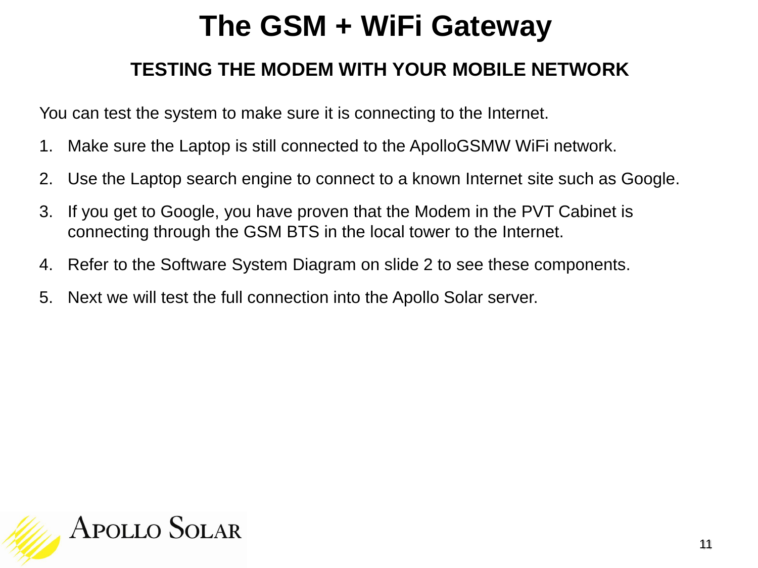# The GSM + WiFi Gateway

## TESTING THE MODEM WITH YOUR MOBILE NETWORK

You can test the system to make sure it is connecting to the Internet.

1. Make sure the Laptop is still connected to the ApolloGSMW WiFi network.
2. Use the Laptop search engine to connect to a known Internet site such as Google.
3. If you get to Google, you have proven that the Modem in the PVT Cabinet is connecting through the GSM BTS in the local tower to the Internet.
4. Refer to the Software System Diagram on slide 2 to see these components.
5. Next we will test the full connection into the Apollo Solar server.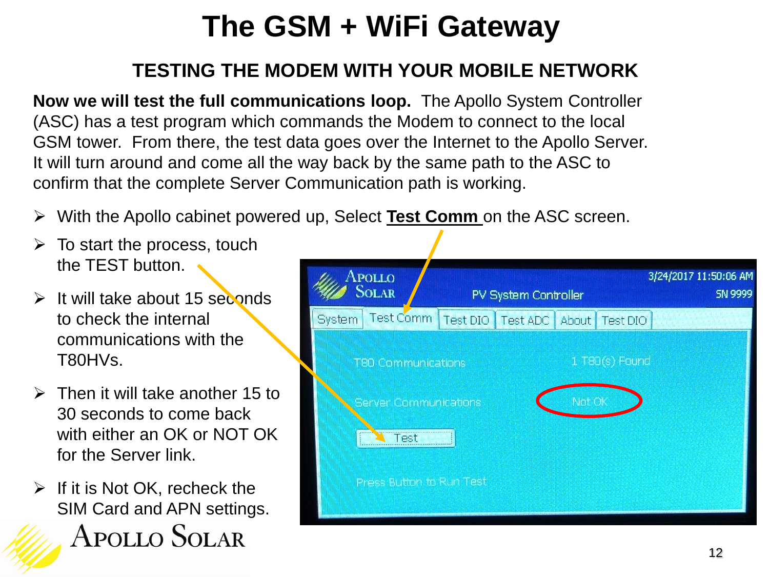# The GSM + WiFi Gateway

## TESTING THE MODEM WITH YOUR MOBILE NETWORK

**Now we will test the full communications loop.** The Apollo System Controller (ASC) has a test program which commands the Modem to connect to the local GSM tower. From there, the test data goes over the Internet to the Apollo Server. It will turn around and come all the way back by the same path to the ASC to confirm that the complete Server Communication path is working.

- With the Apollo cabinet powered up, Select **Test Comm** on the ASC screen.
- To start the process, touch the TEST button.
- It will take about 15 seconds to check the internal communications with the T80HVs.
- Then it will take another 15 to 30 seconds to come back with either an OK or NOT OK for the Server link.
- If it is Not OK, recheck the SIM Card and APN settings.

APOLLO SOLAR